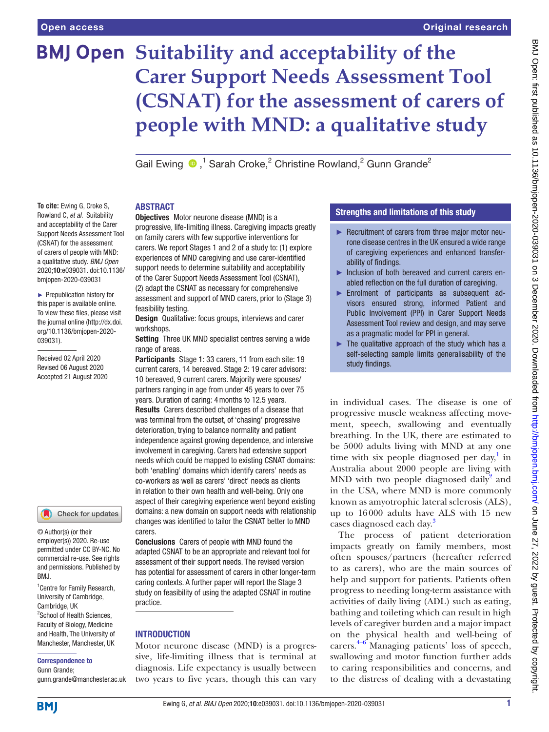# Suitability and acceptability of the Carer Support Needs Assessment Tool (CSNAT) for the assessment of carers of people with MND: a qualitative study

Gail Ewing ,[1] Sarah Croke,[2] Christine Rowland,[2] Gunn Grande[2]

**To cite:** Ewing G, Croke S, Rowland C, *et al*. Suitability and acceptability of the Carer Support Needs Assessment Tool (CSNAT) for the assessment of carers of people with MND: a qualitative study. *BMJ Open* 2020;**10**:e039031. doi:10.1136/bmjopen-2020-039031

► Prepublication history for this paper is available online. To view these files, please visit the journal online (http://dx.doi.org/10.1136/bmjopen-2020-039031).

Received 02 April 2020
Revised 06 August 2020
Accepted 21 August 2020

© Author(s) (or their employer(s)) 2020. Re-use permitted under CC BY-NC. No commercial re-use. See rights and permissions. Published by BMJ.

[1]Centre for Family Research, University of Cambridge, Cambridge, UK
[2]School of Health Sciences, Faculty of Biology, Medicine and Health, The University of Manchester, Manchester, UK

**Correspondence to**
Gunn Grande;
gunn.grande@manchester.ac.uk

## ABSTRACT

**Objectives** Motor neurone disease (MND) is a progressive, life-limiting illness. Caregiving impacts greatly on family carers with few supportive interventions for carers. We report Stages 1 and 2 of a study to: (1) explore experiences of MND caregiving and use carer-identified support needs to determine suitability and acceptability of the Carer Support Needs Assessment Tool (CSNAT), (2) adapt the CSNAT as necessary for comprehensive assessment and support of MND carers, prior to (Stage 3) feasibility testing.

**Design** Qualitative: focus groups, interviews and carer workshops.

**Setting** Three UK MND specialist centres serving a wide range of areas.

**Participants** Stage 1: 33 carers, 11 from each site: 19 current carers, 14 bereaved. Stage 2: 19 carer advisors: 10 bereaved, 9 current carers. Majority were spouses/partners ranging in age from under 45 years to over 75 years. Duration of caring: 4 months to 12.5 years.

**Results** Carers described challenges of a disease that was terminal from the outset, of 'chasing' progressive deterioration, trying to balance normality and patient independence against growing dependence, and intensive involvement in caregiving. Carers had extensive support needs which could be mapped to existing CSNAT domains: both 'enabling' domains which identify carers' needs as co-workers as well as carers' 'direct' needs as clients in relation to their own health and well-being. Only one aspect of their caregiving experience went beyond existing domains: a new domain on support needs with relationship changes was identified to tailor the CSNAT better to MND carers.

**Conclusions** Carers of people with MND found the adapted CSNAT to be an appropriate and relevant tool for assessment of their support needs. The revised version has potential for assessment of carers in other longer-term caring contexts. A further paper will report the Stage 3 study on feasibility of using the adapted CSNAT in routine practice.

## Strengths and limitations of this study

- ► Recruitment of carers from three major motor neurone disease centres in the UK ensured a wide range of caregiving experiences and enhanced transferability of findings.
- ► Inclusion of both bereaved and current carers enabled reflection on the full duration of caregiving.
- ► Enrolment of participants as subsequent advisors ensured strong, informed Patient and Public Involvement (PPI) in Carer Support Needs Assessment Tool review and design, and may serve as a pragmatic model for PPI in general.
- ► The qualitative approach of the study which has a self-selecting sample limits generalisability of the study findings.

## INTRODUCTION

Motor neurone disease (MND) is a progressive, life-limiting illness that is terminal at diagnosis. Life expectancy is usually between two years to five years, though this can vary in individual cases. The disease is one of progressive muscle weakness affecting movement, speech, swallowing and eventually breathing. In the UK, there are estimated to be 5000 adults living with MND at any one time with six people diagnosed per day,[1] in Australia about 2000 people are living with MND with two people diagnosed daily[2] and in the USA, where MND is more commonly known as amyotrophic lateral sclerosis (ALS), up to 16 000 adults have ALS with 15 new cases diagnosed each day.[3]

The process of patient deterioration impacts greatly on family members, most often spouses/partners (hereafter referred to as carers), who are the main sources of help and support for patients. Patients often progress to needing long-term assistance with activities of daily living (ADL) such as eating, bathing and toileting which can result in high levels of caregiver burden and a major impact on the physical health and well-being of carers.[4–6] Managing patients' loss of speech, swallowing and motor function further adds to caring responsibilities and concerns, and to the distress of dealing with a devastating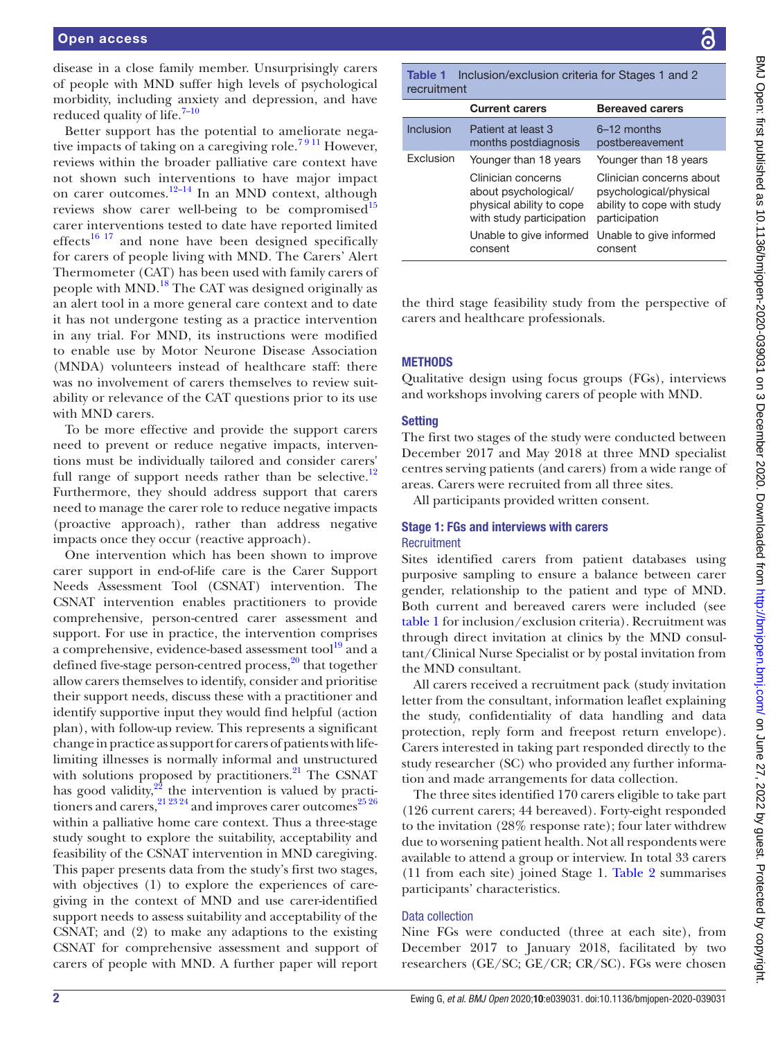disease in a close family member. Unsurprisingly carers of people with MND suffer high levels of psychological morbidity, including anxiety and depression, and have reduced quality of life.[7–10]

Better support has the potential to ameliorate negative impacts of taking on a caregiving role.[7 9 11] However, reviews within the broader palliative care context have not shown such interventions to have major impact on carer outcomes.[12–14] In an MND context, although reviews show carer well-being to be compromised[15] carer interventions tested to date have reported limited effects[16 17] and none have been designed specifically for carers of people living with MND. The Carers' Alert Thermometer (CAT) has been used with family carers of people with MND.[18] The CAT was designed originally as an alert tool in a more general care context and to date it has not undergone testing as a practice intervention in any trial. For MND, its instructions were modified to enable use by Motor Neurone Disease Association (MNDA) volunteers instead of healthcare staff: there was no involvement of carers themselves to review suitability or relevance of the CAT questions prior to its use with MND carers.

To be more effective and provide the support carers need to prevent or reduce negative impacts, interventions must be individually tailored and consider carers' full range of support needs rather than be selective.[12] Furthermore, they should address support that carers need to manage the carer role to reduce negative impacts (proactive approach), rather than address negative impacts once they occur (reactive approach).

One intervention which has been shown to improve carer support in end-of-life care is the Carer Support Needs Assessment Tool (CSNAT) intervention. The CSNAT intervention enables practitioners to provide comprehensive, person-centred carer assessment and support. For use in practice, the intervention comprises a comprehensive, evidence-based assessment tool[19] and a defined five-stage person-centred process,[20] that together allow carers themselves to identify, consider and prioritise their support needs, discuss these with a practitioner and identify supportive input they would find helpful (action plan), with follow-up review. This represents a significant change in practice as support for carers of patients with life-limiting illnesses is normally informal and unstructured with solutions proposed by practitioners.[21] The CSNAT has good validity,[22] the intervention is valued by practitioners and carers,[21 23 24] and improves carer outcomes[25 26] within a palliative home care context. Thus a three-stage study sought to explore the suitability, acceptability and feasibility of the CSNAT intervention in MND caregiving. This paper presents data from the study's first two stages, with objectives (1) to explore the experiences of caregiving in the context of MND and use carer-identified support needs to assess suitability and acceptability of the CSNAT; and (2) to make any adaptions to the existing CSNAT for comprehensive assessment and support of carers of people with MND. A further paper will report the third stage feasibility study from the perspective of carers and healthcare professionals.

**Table 1** Inclusion/exclusion criteria for Stages 1 and 2 recruitment

| | Current carers | Bereaved carers |
|---|---|---|
| Inclusion | Patient at least 3 months postdiagnosis | 6–12 months postbereavement |
| Exclusion | Younger than 18 years | Younger than 18 years |
| | Clinician concerns about psychological/physical ability to cope with study participation | Clinician concerns about psychological/physical ability to cope with study participation |
| | Unable to give informed consent | Unable to give informed consent |

## METHODS

Qualitative design using focus groups (FGs), interviews and workshops involving carers of people with MND.

### Setting

The first two stages of the study were conducted between December 2017 and May 2018 at three MND specialist centres serving patients (and carers) from a wide range of areas. Carers were recruited from all three sites.

All participants provided written consent.

### Stage 1: FGs and interviews with carers

#### Recruitment

Sites identified carers from patient databases using purposive sampling to ensure a balance between carer gender, relationship to the patient and type of MND. Both current and bereaved carers were included (see table 1 for inclusion/exclusion criteria). Recruitment was through direct invitation at clinics by the MND consultant/Clinical Nurse Specialist or by postal invitation from the MND consultant.

All carers received a recruitment pack (study invitation letter from the consultant, information leaflet explaining the study, confidentiality of data handling and data protection, reply form and freepost return envelope). Carers interested in taking part responded directly to the study researcher (SC) who provided any further information and made arrangements for data collection.

The three sites identified 170 carers eligible to take part (126 current carers; 44 bereaved). Forty-eight responded to the invitation (28% response rate); four later withdrew due to worsening patient health. Not all respondents were available to attend a group or interview. In total 33 carers (11 from each site) joined Stage 1. Table 2 summarises participants' characteristics.

#### Data collection

Nine FGs were conducted (three at each site), from December 2017 to January 2018, facilitated by two researchers (GE/SC; GE/CR; CR/SC). FGs were chosen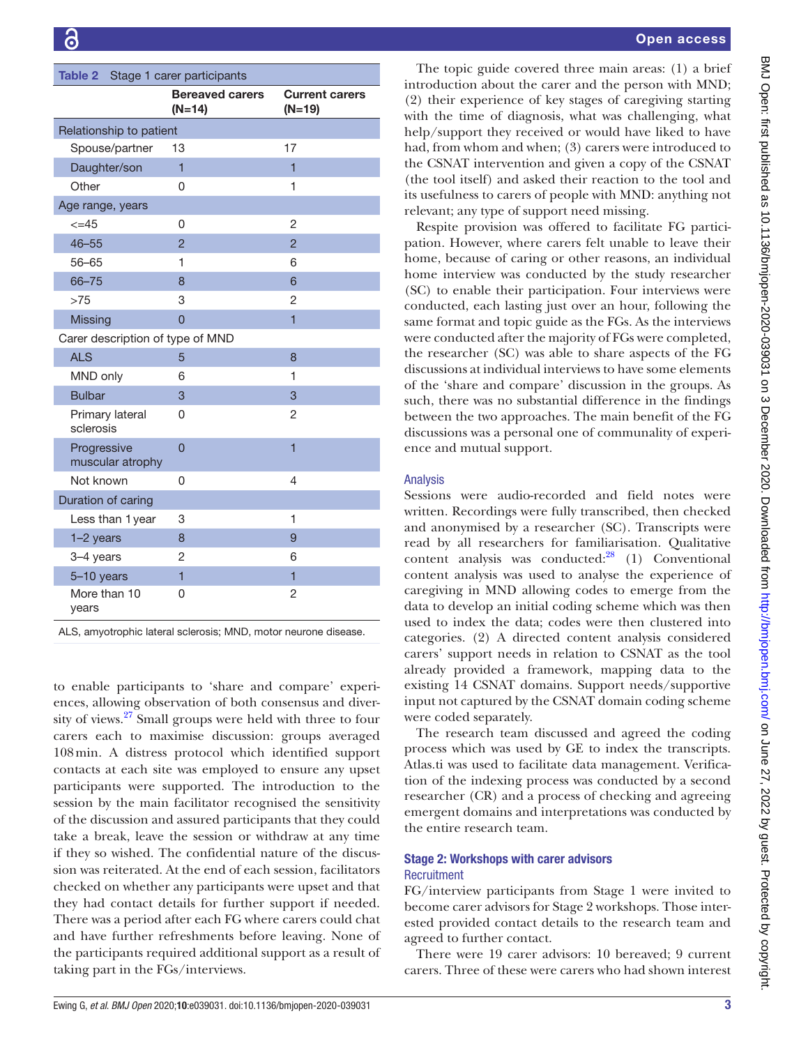**Table 2** Stage 1 carer participants

| | Bereaved carers (N=14) | Current carers (N=19) |
|---|---|---|
| Relationship to patient | | |
| Spouse/partner | 13 | 17 |
| Daughter/son | 1 | 1 |
| Other | 0 | 1 |
| Age range, years | | |
| <=45 | 0 | 2 |
| 46–55 | 2 | 2 |
| 56–65 | 1 | 6 |
| 66–75 | 8 | 6 |
| >75 | 3 | 2 |
| Missing | 0 | 1 |
| Carer description of type of MND | | |
| ALS | 5 | 8 |
| MND only | 6 | 1 |
| Bulbar | 3 | 3 |
| Primary lateral sclerosis | 0 | 2 |
| Progressive muscular atrophy | 0 | 1 |
| Not known | 0 | 4 |
| Duration of caring | | |
| Less than 1 year | 3 | 1 |
| 1–2 years | 8 | 9 |
| 3–4 years | 2 | 6 |
| 5–10 years | 1 | 1 |
| More than 10 years | 0 | 2 |

ALS, amyotrophic lateral sclerosis; MND, motor neurone disease.

to enable participants to 'share and compare' experiences, allowing observation of both consensus and diversity of views.[27] Small groups were held with three to four carers each to maximise discussion: groups averaged 108 min. A distress protocol which identified support contacts at each site was employed to ensure any upset participants were supported. The introduction to the session by the main facilitator recognised the sensitivity of the discussion and assured participants that they could take a break, leave the session or withdraw at any time if they so wished. The confidential nature of the discussion was reiterated. At the end of each session, facilitators checked on whether any participants were upset and that they had contact details for further support if needed. There was a period after each FG where carers could chat and have further refreshments before leaving. None of the participants required additional support as a result of taking part in the FGs/interviews.

The topic guide covered three main areas: (1) a brief introduction about the carer and the person with MND; (2) their experience of key stages of caregiving starting with the time of diagnosis, what was challenging, what help/support they received or would have liked to have had, from whom and when; (3) carers were introduced to the CSNAT intervention and given a copy of the CSNAT (the tool itself) and asked their reaction to the tool and its usefulness to carers of people with MND: anything not relevant; any type of support need missing.

Respite provision was offered to facilitate FG participation. However, where carers felt unable to leave their home, because of caring or other reasons, an individual home interview was conducted by the study researcher (SC) to enable their participation. Four interviews were conducted, each lasting just over an hour, following the same format and topic guide as the FGs. As the interviews were conducted after the majority of FGs were completed, the researcher (SC) was able to share aspects of the FG discussions at individual interviews to have some elements of the 'share and compare' discussion in the groups. As such, there was no substantial difference in the findings between the two approaches. The main benefit of the FG discussions was a personal one of community of experience and mutual support.

### Analysis

Sessions were audio-recorded and field notes were written. Recordings were fully transcribed, then checked and anonymised by a researcher (SC). Transcripts were read by all researchers for familiarisation. Qualitative content analysis was conducted:[28] (1) Conventional content analysis was used to analyse the experience of caregiving in MND allowing codes to emerge from the data to develop an initial coding scheme which was then used to index the data; codes were then clustered into categories. (2) A directed content analysis considered carers' support needs in relation to CSNAT as the tool already provided a framework, mapping data to the existing 14 CSNAT domains. Support needs/supportive input not captured by the CSNAT domain coding scheme were coded separately.

The research team discussed and agreed the coding process which was used by GE to index the transcripts. Atlas.ti was used to facilitate data management. Verification of the indexing process was conducted by a second researcher (CR) and a process of checking and agreeing emergent domains and interpretations was conducted by the entire research team.

## Stage 2: Workshops with carer advisors

### Recruitment

FG/interview participants from Stage 1 were invited to become carer advisors for Stage 2 workshops. Those interested provided contact details to the research team and agreed to further contact.

There were 19 carer advisors: 10 bereaved; 9 current carers. Three of these were carers who had shown interest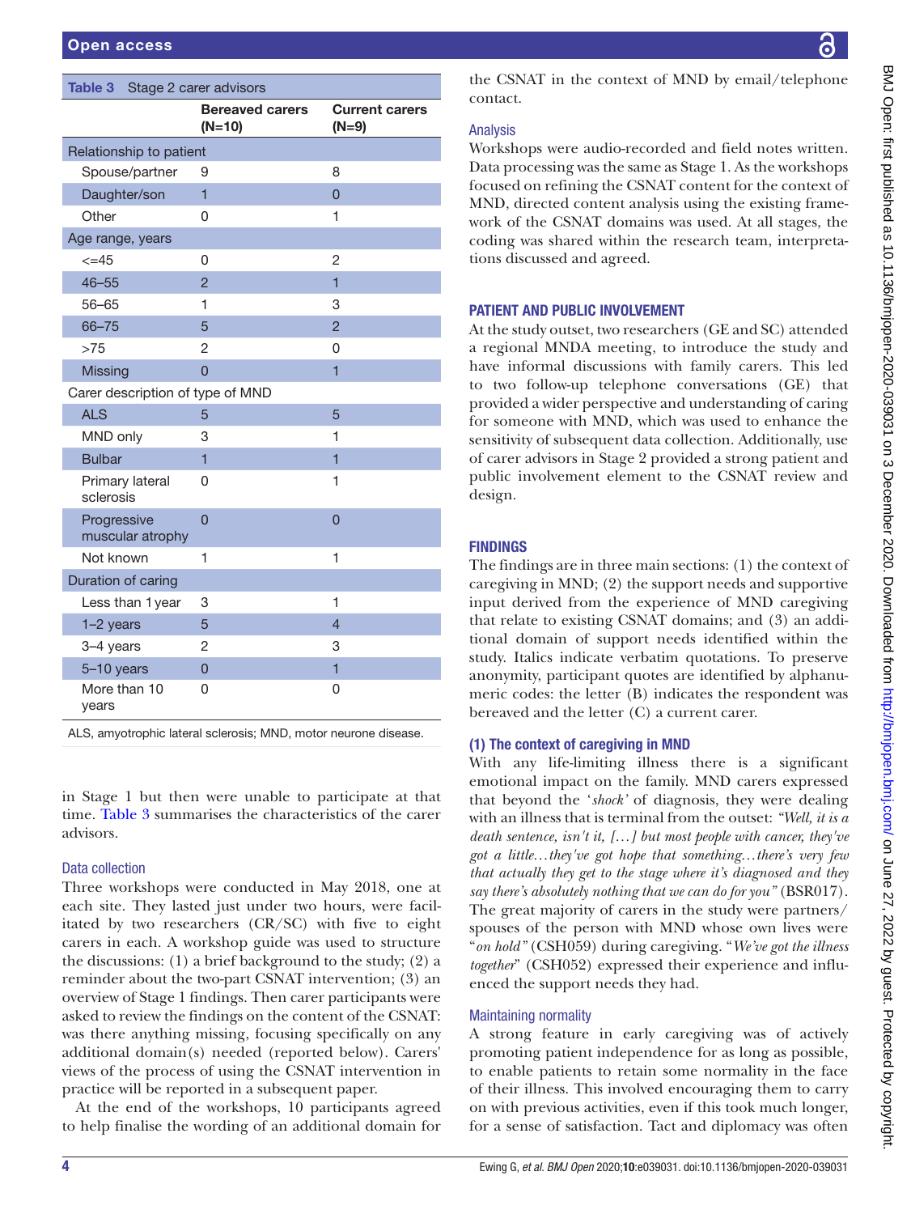**Table 3** Stage 2 carer advisors

| | Bereaved carers (N=10) | Current carers (N=9) |
|---|---|---|
| Relationship to patient | | |
| Spouse/partner | 9 | 8 |
| Daughter/son | 1 | 0 |
| Other | 0 | 1 |
| Age range, years | | |
| <=45 | 0 | 2 |
| 46–55 | 2 | 1 |
| 56–65 | 1 | 3 |
| 66–75 | 5 | 2 |
| >75 | 2 | 0 |
| Missing | 0 | 1 |
| Carer description of type of MND | | |
| ALS | 5 | 5 |
| MND only | 3 | 1 |
| Bulbar | 1 | 1 |
| Primary lateral sclerosis | 0 | 1 |
| Progressive muscular atrophy | 0 | 0 |
| Not known | 1 | 1 |
| Duration of caring | | |
| Less than 1 year | 3 | 1 |
| 1–2 years | 5 | 4 |
| 3–4 years | 2 | 3 |
| 5–10 years | 0 | 1 |
| More than 10 years | 0 | 0 |

ALS, amyotrophic lateral sclerosis; MND, motor neurone disease.

in Stage 1 but then were unable to participate at that time. Table 3 summarises the characteristics of the carer advisors.

### Data collection

Three workshops were conducted in May 2018, one at each site. They lasted just under two hours, were facilitated by two researchers (CR/SC) with five to eight carers in each. A workshop guide was used to structure the discussions: (1) a brief background to the study; (2) a reminder about the two-part CSNAT intervention; (3) an overview of Stage 1 findings. Then carer participants were asked to review the findings on the content of the CSNAT: was there anything missing, focusing specifically on any additional domain(s) needed (reported below). Carers' views of the process of using the CSNAT intervention in practice will be reported in a subsequent paper.

At the end of the workshops, 10 participants agreed to help finalise the wording of an additional domain for the CSNAT in the context of MND by email/telephone contact.

### Analysis

Workshops were audio-recorded and field notes written. Data processing was the same as Stage 1. As the workshops focused on refining the CSNAT content for the context of MND, directed content analysis using the existing framework of the CSNAT domains was used. At all stages, the coding was shared within the research team, interpretations discussed and agreed.

## PATIENT AND PUBLIC INVOLVEMENT

At the study outset, two researchers (GE and SC) attended a regional MNDA meeting, to introduce the study and have informal discussions with family carers. This led to two follow-up telephone conversations (GE) that provided a wider perspective and understanding of caring for someone with MND, which was used to enhance the sensitivity of subsequent data collection. Additionally, use of carer advisors in Stage 2 provided a strong patient and public involvement element to the CSNAT review and design.

## FINDINGS

The findings are in three main sections: (1) the context of caregiving in MND; (2) the support needs and supportive input derived from the experience of MND caregiving that relate to existing CSNAT domains; and (3) an additional domain of support needs identified within the study. Italics indicate verbatim quotations. To preserve anonymity, participant quotes are identified by alphanumeric codes: the letter (B) indicates the respondent was bereaved and the letter (C) a current carer.

### (1) The context of caregiving in MND

With any life-limiting illness there is a significant emotional impact on the family. MND carers expressed that beyond the '*shock*' of diagnosis, they were dealing with an illness that is terminal from the outset: *"Well, it is a death sentence, isn't it, […] but most people with cancer, they've got a little…they've got hope that something…there's very few that actually they get to the stage where it's diagnosed and they say there's absolutely nothing that we can do for you"* (BSR017). The great majority of carers in the study were partners/spouses of the person with MND whose own lives were "*on hold"* (CSH059) during caregiving. "*We've got the illness together*" (CSH052) expressed their experience and influenced the support needs they had.

### Maintaining normality

A strong feature in early caregiving was of actively promoting patient independence for as long as possible, to enable patients to retain some normality in the face of their illness. This involved encouraging them to carry on with previous activities, even if this took much longer, for a sense of satisfaction. Tact and diplomacy was often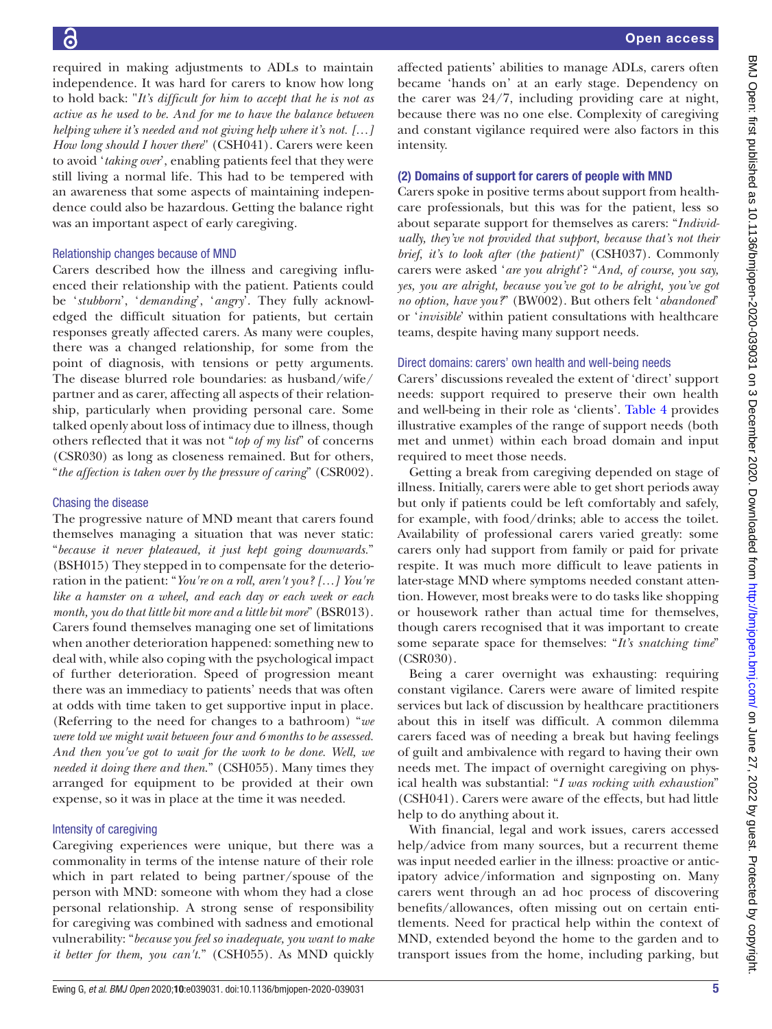required in making adjustments to ADLs to maintain independence. It was hard for carers to know how long to hold back: "*It's difficult for him to accept that he is not as active as he used to be. And for me to have the balance between helping where it's needed and not giving help where it's not. […] How long should I hover there*" (CSH041). Carers were keen to avoid '*taking over*', enabling patients feel that they were still living a normal life. This had to be tempered with an awareness that some aspects of maintaining independence could also be hazardous. Getting the balance right was an important aspect of early caregiving.

### Relationship changes because of MND

Carers described how the illness and caregiving influenced their relationship with the patient. Patients could be '*stubborn*', '*demanding*', '*angry*'. They fully acknowledged the difficult situation for patients, but certain responses greatly affected carers. As many were couples, there was a changed relationship, for some from the point of diagnosis, with tensions or petty arguments. The disease blurred role boundaries: as husband/wife/partner and as carer, affecting all aspects of their relationship, particularly when providing personal care. Some talked openly about loss of intimacy due to illness, though others reflected that it was not "*top of my list*" of concerns (CSR030) as long as closeness remained. But for others, "*the affection is taken over by the pressure of caring*" (CSR002).

### Chasing the disease

The progressive nature of MND meant that carers found themselves managing a situation that was never static: "*because it never plateaued, it just kept going downwards.*" (BSH015) They stepped in to compensate for the deterioration in the patient: "*You're on a roll, aren't you? […] You're like a hamster on a wheel, and each day or each week or each month, you do that little bit more and a little bit more*" (BSR013). Carers found themselves managing one set of limitations when another deterioration happened: something new to deal with, while also coping with the psychological impact of further deterioration. Speed of progression meant there was an immediacy to patients' needs that was often at odds with time taken to get supportive input in place. (Referring to the need for changes to a bathroom) "*we were told we might wait between four and 6 months to be assessed. And then you've got to wait for the work to be done. Well, we needed it doing there and then.*" (CSH055). Many times they arranged for equipment to be provided at their own expense, so it was in place at the time it was needed.

### Intensity of caregiving

Caregiving experiences were unique, but there was a commonality in terms of the intense nature of their role which in part related to being partner/spouse of the person with MND: someone with whom they had a close personal relationship. A strong sense of responsibility for caregiving was combined with sadness and emotional vulnerability: "*because you feel so inadequate, you want to make it better for them, you can't.*" (CSH055). As MND quickly affected patients' abilities to manage ADLs, carers often became 'hands on' at an early stage. Dependency on the carer was 24/7, including providing care at night, because there was no one else. Complexity of caregiving and constant vigilance required were also factors in this intensity.

## (2) Domains of support for carers of people with MND

Carers spoke in positive terms about support from healthcare professionals, but this was for the patient, less so about separate support for themselves as carers: "*Individually, they've not provided that support, because that's not their brief, it's to look after (the patient)*" (CSH037). Commonly carers were asked '*are you alright*'? "*And, of course, you say, yes, you are alright, because you've got to be alright, you've got no option, have you?*" (BW002). But others felt '*abandoned*' or '*invisible*' within patient consultations with healthcare teams, despite having many support needs.

### Direct domains: carers' own health and well-being needs

Carers' discussions revealed the extent of 'direct' support needs: support required to preserve their own health and well-being in their role as 'clients'. Table 4 provides illustrative examples of the range of support needs (both met and unmet) within each broad domain and input required to meet those needs.

Getting a break from caregiving depended on stage of illness. Initially, carers were able to get short periods away but only if patients could be left comfortably and safely, for example, with food/drinks; able to access the toilet. Availability of professional carers varied greatly: some carers only had support from family or paid for private respite. It was much more difficult to leave patients in later-stage MND where symptoms needed constant attention. However, most breaks were to do tasks like shopping or housework rather than actual time for themselves, though carers recognised that it was important to create some separate space for themselves: "*It's snatching time*" (CSR030).

Being a carer overnight was exhausting: requiring constant vigilance. Carers were aware of limited respite services but lack of discussion by healthcare practitioners about this in itself was difficult. A common dilemma carers faced was of needing a break but having feelings of guilt and ambivalence with regard to having their own needs met. The impact of overnight caregiving on physical health was substantial: "*I was rocking with exhaustion*" (CSH041). Carers were aware of the effects, but had little help to do anything about it.

With financial, legal and work issues, carers accessed help/advice from many sources, but a recurrent theme was input needed earlier in the illness: proactive or anticipatory advice/information and signposting on. Many carers went through an ad hoc process of discovering benefits/allowances, often missing out on certain entitlements. Need for practical help within the context of MND, extended beyond the home to the garden and to transport issues from the home, including parking, but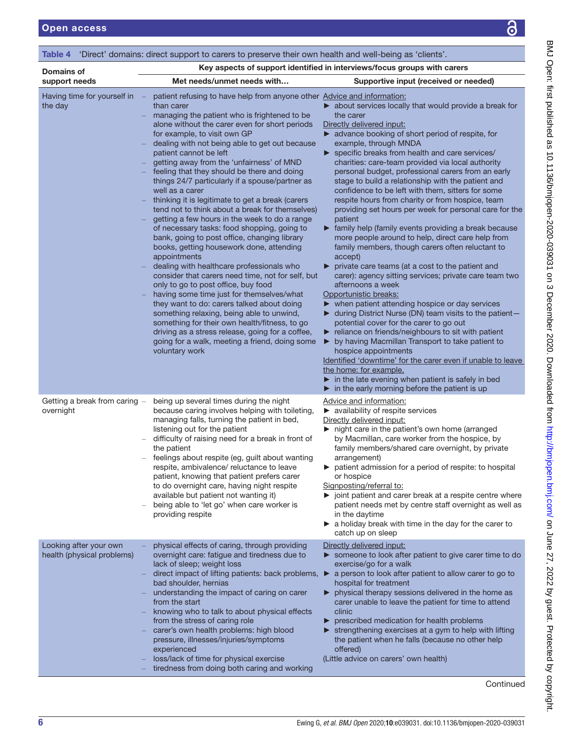Table 4 'Direct' domains: direct support to carers to preserve their own health and well-being as 'clients'.

| Domains of support needs | Key aspects of support identified in interviews/focus groups with carers | |
|---|---|---|
| | Met needs/unmet needs with… | Supportive input (received or needed) |
| Having time for yourself in the day | – patient refusing to have help from anyone other than carer<br>– managing the patient who is frightened to be alone without the carer even for short periods for example, to visit own GP<br>– dealing with not being able to get out because patient cannot be left<br>– getting away from the 'unfairness' of MND<br>– feeling that they should be there and doing things 24/7 particularly if a spouse/partner as well as a carer<br>– thinking it is legitimate to get a break (carers tend not to think about a break for themselves)<br>– getting a few hours in the week to do a range of necessary tasks: food shopping, going to bank, going to post office, changing library books, getting housework done, attending appointments<br>– dealing with healthcare professionals who consider that carers need time, not for self, but only to go to post office, buy food<br>– having some time just for themselves/what they want to do: carers talked about doing something relaxing, being able to unwind, something for their own health/fitness, to go driving as a stress release, going for a coffee, going for a walk, meeting a friend, doing some voluntary work | Advice and information:<br>► about services locally that would provide a break for the carer<br>Directly delivered input:<br>► advance booking of short period of respite, for example, through MNDA<br>► specific breaks from health and care services/ charities: care-team provided via local authority personal budget, professional carers from an early stage to build a relationship with the patient and confidence to be left with them, sitters for some respite hours from charity or from hospice, team providing set hours per week for personal care for the patient<br>► family help (family events providing a break because more people around to help, direct care help from family members, though carers often reluctant to accept)<br>► private care teams (at a cost to the patient and carer): agency sitting services; private care team two afternoons a week<br>Opportunistic breaks:<br>► when patient attending hospice or day services<br>► during District Nurse (DN) team visits to the patient—potential cover for the carer to go out<br>► reliance on friends/neighbours to sit with patient<br>► by having Macmillan Transport to take patient to hospice appointments<br>Identified 'downtime' for the carer even if unable to leave the home: for example,<br>► in the late evening when patient is safely in bed<br>► in the early morning before the patient is up |
| Getting a break from caring overnight | – being up several times during the night because caring involves helping with toileting, managing falls, turning the patient in bed, listening out for the patient<br>– difficulty of raising need for a break in front of the patient<br>– feelings about respite (eg, guilt about wanting respite, ambivalence/ reluctance to leave patient, knowing that patient prefers carer to do overnight care, having night respite available but patient not wanting it)<br>– being able to 'let go' when care worker is providing respite | Advice and information:<br>► availability of respite services<br>Directly delivered input:<br>► night care in the patient's own home (arranged by Macmillan, care worker from the hospice, by family members/shared care overnight, by private arrangement)<br>► patient admission for a period of respite: to hospital or hospice<br>Signposting/referral to:<br>► joint patient and carer break at a respite centre where patient needs met by centre staff overnight as well as in the daytime<br>► a holiday break with time in the day for the carer to catch up on sleep |
| Looking after your own health (physical problems) | – physical effects of caring, through providing overnight care: fatigue and tiredness due to lack of sleep; weight loss<br>– direct impact of lifting patients: back problems, bad shoulder, hernias<br>– understanding the impact of caring on carer from the start<br>– knowing who to talk to about physical effects from the stress of caring role<br>– carer's own health problems: high blood pressure, illnesses/injuries/symptoms experienced<br>– loss/lack of time for physical exercise<br>– tiredness from doing both caring and working | Directly delivered input:<br>► someone to look after patient to give carer time to do exercise/go for a walk<br>► a person to look after patient to allow carer to go to hospital for treatment<br>► physical therapy sessions delivered in the home as carer unable to leave the patient for time to attend clinic<br>► prescribed medication for health problems<br>► strengthening exercises at a gym to help with lifting the patient when he falls (because no other help offered)<br>(Little advice on carers' own health) |

Continued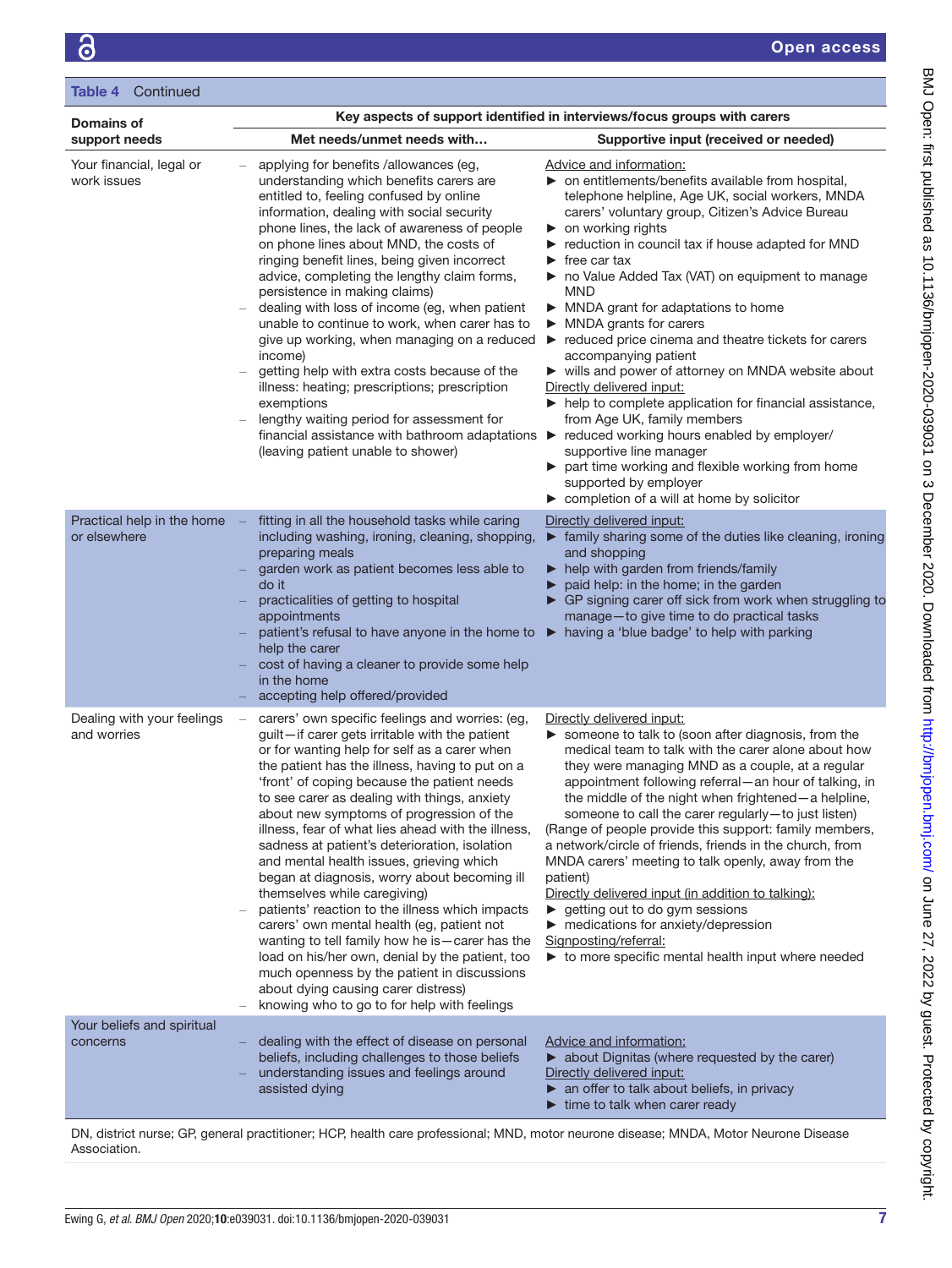**Table 4** Continued

| Domains of support needs | Key aspects of support identified in interviews/focus groups with carers | |
|---|---|---|
| | Met needs/unmet needs with… | Supportive input (received or needed) |
| Your financial, legal or work issues | – applying for benefits /allowances (eg, understanding which benefits carers are entitled to, feeling confused by online information, dealing with social security phone lines, the lack of awareness of people on phone lines about MND, the costs of ringing benefit lines, being given incorrect advice, completing the lengthy claim forms, persistence in making claims)<br>– dealing with loss of income (eg, when patient unable to continue to work, when carer has to give up working, when managing on a reduced income)<br>– getting help with extra costs because of the illness: heating; prescriptions; prescription exemptions<br>– lengthy waiting period for assessment for financial assistance with bathroom adaptations (leaving patient unable to shower) | Advice and information:<br>► on entitlements/benefits available from hospital, telephone helpline, Age UK, social workers, MNDA carers' voluntary group, Citizen's Advice Bureau<br>► on working rights<br>► reduction in council tax if house adapted for MND<br>► free car tax<br>► no Value Added Tax (VAT) on equipment to manage MND<br>► MNDA grant for adaptations to home<br>► MNDA grants for carers<br>► reduced price cinema and theatre tickets for carers accompanying patient<br>► wills and power of attorney on MNDA website about<br>Directly delivered input:<br>► help to complete application for financial assistance, from Age UK, family members<br>► reduced working hours enabled by employer/ supportive line manager<br>► part time working and flexible working from home supported by employer<br>► completion of a will at home by solicitor |
| Practical help in the home or elsewhere | – fitting in all the household tasks while caring including washing, ironing, cleaning, shopping, preparing meals<br>– garden work as patient becomes less able to do it<br>– practicalities of getting to hospital appointments<br>– patient's refusal to have anyone in the home to help the carer<br>– cost of having a cleaner to provide some help in the home<br>– accepting help offered/provided | Directly delivered input:<br>► family sharing some of the duties like cleaning, ironing and shopping<br>► help with garden from friends/family<br>► paid help: in the home; in the garden<br>► GP signing carer off sick from work when struggling to manage—to give time to do practical tasks<br>► having a 'blue badge' to help with parking |
| Dealing with your feelings and worries | – carers' own specific feelings and worries: (eg, guilt—if carer gets irritable with the patient or for wanting help for self as a carer when the patient has the illness, having to put on a 'front' of coping because the patient needs to see carer as dealing with things, anxiety about new symptoms of progression of the illness, fear of what lies ahead with the illness, sadness at patient's deterioration, isolation and mental health issues, grieving which began at diagnosis, worry about becoming ill themselves while caregiving)<br>– patients' reaction to the illness which impacts carers' own mental health (eg, patient not wanting to tell family how he is—carer has the load on his/her own, denial by the patient, too much openness by the patient in discussions about dying causing carer distress)<br>– knowing who to go to for help with feelings | Directly delivered input:<br>► someone to talk to (soon after diagnosis, from the medical team to talk with the carer alone about how they were managing MND as a couple, at a regular appointment following referral—an hour of talking, in the middle of the night when frightened—a helpline, someone to call the carer regularly—to just listen)<br>(Range of people provide this support: family members, a network/circle of friends, friends in the church, from MNDA carers' meeting to talk openly, away from the patient)<br>Directly delivered input (in addition to talking):<br>► getting out to do gym sessions<br>► medications for anxiety/depression<br>Signposting/referral:<br>► to more specific mental health input where needed |
| Your beliefs and spiritual concerns | – dealing with the effect of disease on personal beliefs, including challenges to those beliefs<br>– understanding issues and feelings around assisted dying | Advice and information:<br>► about Dignitas (where requested by the carer)<br>Directly delivered input:<br>► an offer to talk about beliefs, in privacy<br>► time to talk when carer ready |

DN, district nurse; GP, general practitioner; HCP, health care professional; MND, motor neurone disease; MNDA, Motor Neurone Disease Association.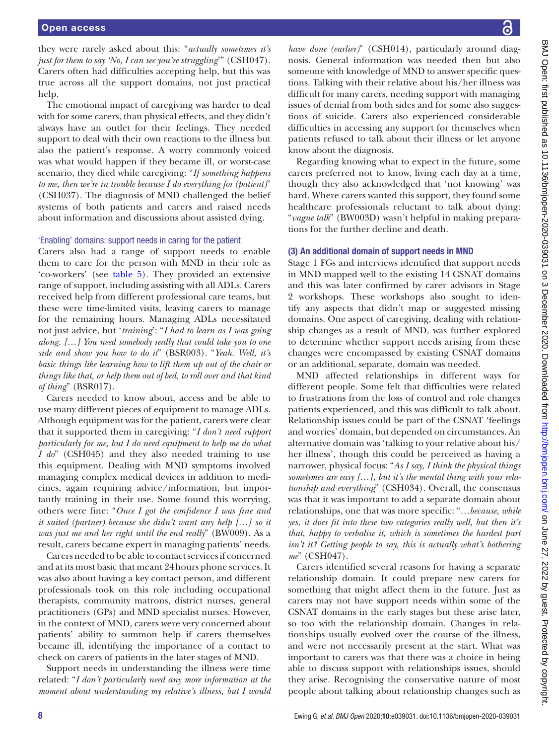they were rarely asked about this: "*actually sometimes it's just for them to say 'No, I can see you're struggling'*" (CSH047). Carers often had difficulties accepting help, but this was true across all the support domains, not just practical help.

The emotional impact of caregiving was harder to deal with for some carers, than physical effects, and they didn't always have an outlet for their feelings. They needed support to deal with their own reactions to the illness but also the patient's response. A worry commonly voiced was what would happen if they became ill, or worst-case scenario, they died while caregiving: "*If something happens to me, then we're in trouble because I do everything for (patient)*" (CSH037). The diagnosis of MND challenged the belief systems of both patients and carers and raised needs about information and discussions about assisted dying.

### 'Enabling' domains: support needs in caring for the patient

Carers also had a range of support needs to enable them to care for the person with MND in their role as 'co-workers' (see table 5). They provided an extensive range of support, including assisting with all ADLs. Carers received help from different professional care teams, but these were time-limited visits, leaving carers to manage for the remaining hours. Managing ADLs necessitated not just advice, but '*training*': "*I had to learn as I was going along. […] You need somebody really that could take you to one side and show you how to do it*" (BSR003). "*Yeah. Well, it's basic things like learning how to lift them up out of the chair or things like that, or help them out of bed, to roll over and that kind of thing*" (BSR017).

Carers needed to know about, access and be able to use many different pieces of equipment to manage ADLs. Although equipment was for the patient, carers were clear that it supported them in caregiving: "*I don't need support particularly for me, but I do need equipment to help me do what I do*" (CSH045) and they also needed training to use this equipment. Dealing with MND symptoms involved managing complex medical devices in addition to medicines, again requiring advice/information, but importantly training in their use. Some found this worrying, others were fine: "*Once I got the confidence I was fine and it suited (partner) because she didn't want any help […] so it was just me and her right until the end really*" (BW009). As a result, carers became expert in managing patients' needs.

Carers needed to be able to contact services if concerned and at its most basic that meant 24 hours phone services. It was also about having a key contact person, and different professionals took on this role including occupational therapists, community matrons, district nurses, general practitioners (GPs) and MND specialist nurses. However, in the context of MND, carers were very concerned about patients' ability to summon help if carers themselves became ill, identifying the importance of a contact to check on carers of patients in the later stages of MND.

Support needs in understanding the illness were time related: "*I don't particularly need any more information at the moment about understanding my relative's illness, but I would have done (earlier)*" (CSH014), particularly around diagnosis. General information was needed then but also someone with knowledge of MND to answer specific questions. Talking with their relative about his/her illness was difficult for many carers, needing support with managing issues of denial from both sides and for some also suggestions of suicide. Carers also experienced considerable difficulties in accessing any support for themselves when patients refused to talk about their illness or let anyone know about the diagnosis.

Regarding knowing what to expect in the future, some carers preferred not to know, living each day at a time, though they also acknowledged that 'not knowing' was hard. Where carers wanted this support, they found some healthcare professionals reluctant to talk about dying: "*vague talk*" (BW003D) wasn't helpful in making preparations for the further decline and death.

### (3) An additional domain of support needs in MND

Stage 1 FGs and interviews identified that support needs in MND mapped well to the existing 14 CSNAT domains and this was later confirmed by carer advisors in Stage 2 workshops. These workshops also sought to identify any aspects that didn't map or suggested missing domains. One aspect of caregiving, dealing with relationship changes as a result of MND, was further explored to determine whether support needs arising from these changes were encompassed by existing CSNAT domains or an additional, separate, domain was needed.

MND affected relationships in different ways for different people. Some felt that difficulties were related to frustrations from the loss of control and role changes patients experienced, and this was difficult to talk about. Relationship issues could be part of the CSNAT 'feelings and worries' domain, but depended on circumstances. An alternative domain was 'talking to your relative about his/her illness', though this could be perceived as having a narrower, physical focus: "*As I say, I think the physical things sometimes are easy […], but it's the mental thing with your relationship and everything*" (CSH034). Overall, the consensus was that it was important to add a separate domain about relationships, one that was more specific: "*…because, while yes, it does fit into these two categories really well, but then it's that, happy to verbalise it, which is sometimes the hardest part isn't it? Getting people to say, this is actually what's bothering me*" (CSH047).

Carers identified several reasons for having a separate relationship domain. It could prepare new carers for something that might affect them in the future. Just as carers may not have support needs within some of the CSNAT domains in the early stages but these arise later, so too with the relationship domain. Changes in relationships usually evolved over the course of the illness, and were not necessarily present at the start. What was important to carers was that there was a choice in being able to discuss support with relationships issues, should they arise. Recognising the conservative nature of most people about talking about relationship changes such as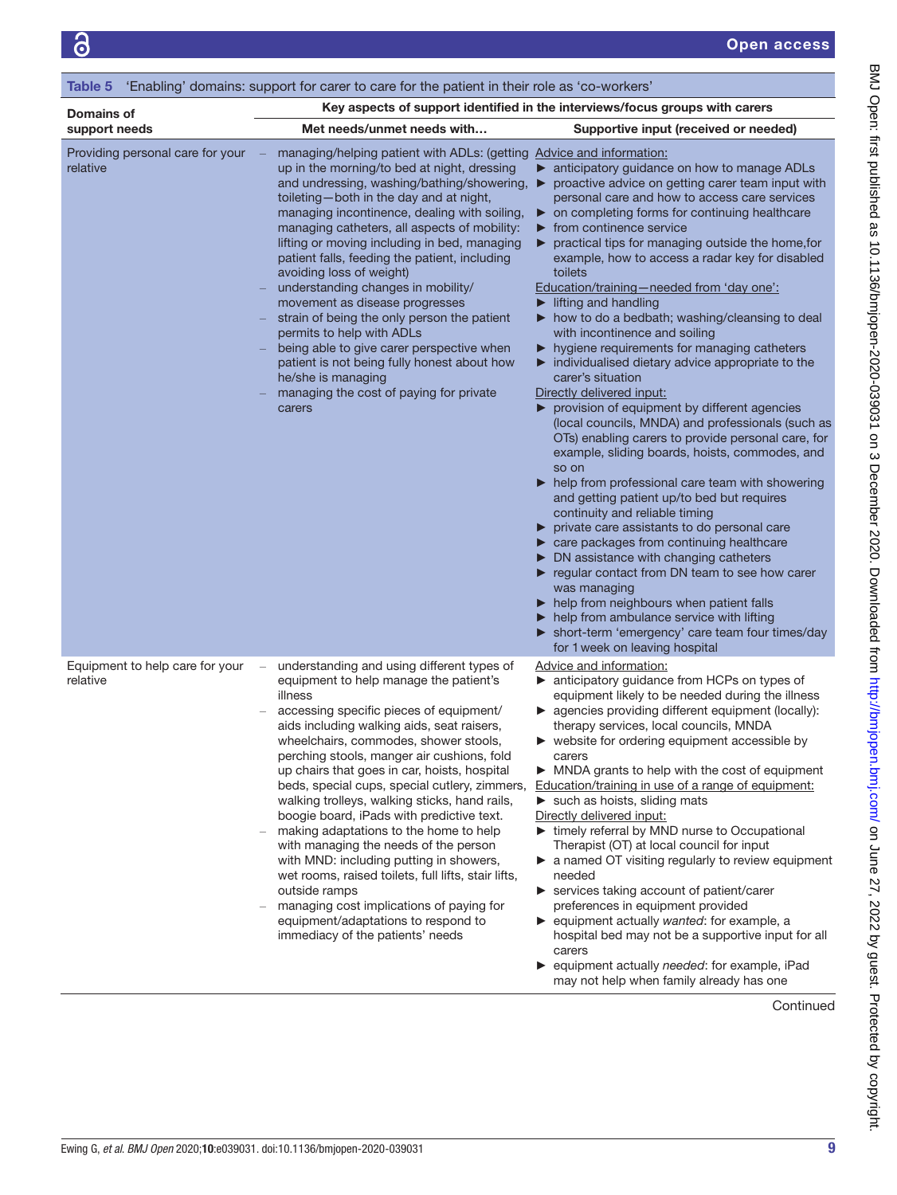Table 5 'Enabling' domains: support for carer to care for the patient in their role as 'co-workers'

| Domains of support needs | Key aspects of support identified in the interviews/focus groups with carers | |
|---|---|---|
| | Met needs/unmet needs with… | Supportive input (received or needed) |
| Providing personal care for your relative | – managing/helping patient with ADLs: (getting up in the morning/to bed at night, dressing and undressing, washing/bathing/showering, toileting—both in the day and at night, managing incontinence, dealing with soiling, managing catheters, all aspects of mobility: lifting or moving including in bed, managing patient falls, feeding the patient, including avoiding loss of weight)<br>– understanding changes in mobility/movement as disease progresses<br>– strain of being the only person the patient permits to help with ADLs<br>– being able to give carer perspective when patient is not being fully honest about how he/she is managing<br>– managing the cost of paying for private carers | Advice and information:<br>► anticipatory guidance on how to manage ADLs<br>► proactive advice on getting carer team input with personal care and how to access care services<br>► on completing forms for continuing healthcare<br>► from continence service<br>► practical tips for managing outside the home,for example, how to access a radar key for disabled toilets<br>Education/training—needed from 'day one':<br>► lifting and handling<br>► how to do a bedbath; washing/cleansing to deal with incontinence and soiling<br>► hygiene requirements for managing catheters<br>► individualised dietary advice appropriate to the carer's situation<br>Directly delivered input:<br>► provision of equipment by different agencies (local councils, MNDA) and professionals (such as OTs) enabling carers to provide personal care, for example, sliding boards, hoists, commodes, and so on<br>► help from professional care team with showering and getting patient up/to bed but requires continuity and reliable timing<br>► private care assistants to do personal care<br>► care packages from continuing healthcare<br>► DN assistance with changing catheters<br>► regular contact from DN team to see how carer was managing<br>► help from neighbours when patient falls<br>► help from ambulance service with lifting<br>► short-term 'emergency' care team four times/day for 1 week on leaving hospital |
| Equipment to help care for your relative | – understanding and using different types of equipment to help manage the patient's illness<br>– accessing specific pieces of equipment/aids including walking aids, seat raisers, wheelchairs, commodes, shower stools, perching stools, manger air cushions, fold up chairs that goes in car, hoists, hospital beds, special cups, special cutlery, zimmers, walking trolleys, walking sticks, hand rails, boogie board, iPads with predictive text.<br>– making adaptations to the home to help with managing the needs of the person with MND: including putting in showers, wet rooms, raised toilets, full lifts, stair lifts, outside ramps<br>– managing cost implications of paying for equipment/adaptations to respond to immediacy of the patients' needs | Advice and information:<br>► anticipatory guidance from HCPs on types of equipment likely to be needed during the illness<br>► agencies providing different equipment (locally): therapy services, local councils, MNDA<br>► website for ordering equipment accessible by carers<br>► MNDA grants to help with the cost of equipment<br>Education/training in use of a range of equipment:<br>► such as hoists, sliding mats<br>Directly delivered input:<br>► timely referral by MND nurse to Occupational Therapist (OT) at local council for input<br>► a named OT visiting regularly to review equipment needed<br>► services taking account of patient/carer preferences in equipment provided<br>► equipment actually *wanted*: for example, a hospital bed may not be a supportive input for all carers<br>► equipment actually *needed*: for example, iPad may not help when family already has one |

Continued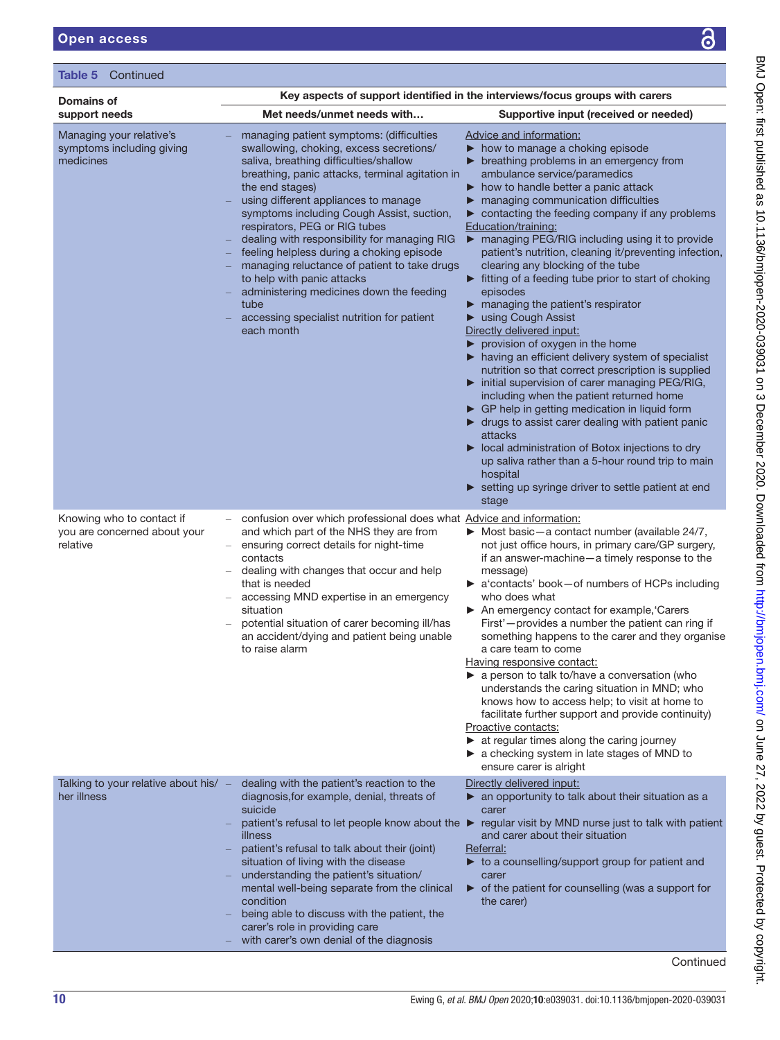**Table 5** Continued

| Domains of support needs | Key aspects of support identified in the interviews/focus groups with carers | |
|---|---|---|
| | **Met needs/unmet needs with…** | **Supportive input (received or needed)** |
| Managing your relative's symptoms including giving medicines | – managing patient symptoms: (difficulties swallowing, choking, excess secretions/saliva, breathing difficulties/shallow breathing, panic attacks, terminal agitation in the end stages)<br>– using different appliances to manage symptoms including Cough Assist, suction, respirators, PEG or RIG tubes<br>– dealing with responsibility for managing RIG<br>– feeling helpless during a choking episode<br>– managing reluctance of patient to take drugs to help with panic attacks<br>– administering medicines down the feeding tube<br>– accessing specialist nutrition for patient each month | Advice and information:<br>► how to manage a choking episode<br>► breathing problems in an emergency from ambulance service/paramedics<br>► how to handle better a panic attack<br>► managing communication difficulties<br>► contacting the feeding company if any problems<br>Education/training:<br>► managing PEG/RIG including using it to provide patient's nutrition, cleaning it/preventing infection, clearing any blocking of the tube<br>► fitting of a feeding tube prior to start of choking episodes<br>► managing the patient's respirator<br>► using Cough Assist<br>Directly delivered input:<br>► provision of oxygen in the home<br>► having an efficient delivery system of specialist nutrition so that correct prescription is supplied<br>► initial supervision of carer managing PEG/RIG, including when the patient returned home<br>► GP help in getting medication in liquid form<br>► drugs to assist carer dealing with patient panic attacks<br>► local administration of Botox injections to dry up saliva rather than a 5-hour round trip to main hospital<br>► setting up syringe driver to settle patient at end stage |
| Knowing who to contact if you are concerned about your relative | – confusion over which professional does what and which part of the NHS they are from<br>– ensuring correct details for night-time contacts<br>– dealing with changes that occur and help that is needed<br>– accessing MND expertise in an emergency situation<br>– potential situation of carer becoming ill/has an accident/dying and patient being unable to raise alarm | Advice and information:<br>► Most basic—a contact number (available 24/7, not just office hours, in primary care/GP surgery, if an answer-machine—a timely response to the message)<br>► a'contacts' book—of numbers of HCPs including who does what<br>► An emergency contact for example,'Carers First'—provides a number the patient can ring if something happens to the carer and they organise a care team to come<br>Having responsive contact:<br>► a person to talk to/have a conversation (who understands the caring situation in MND; who knows how to access help; to visit at home to facilitate further support and provide continuity)<br>Proactive contacts:<br>► at regular times along the caring journey<br>► a checking system in late stages of MND to ensure carer is alright |
| Talking to your relative about his/her illness | – dealing with the patient's reaction to the diagnosis,for example, denial, threats of suicide<br>– patient's refusal to let people know about the illness<br>– patient's refusal to talk about their (joint) situation of living with the disease<br>– understanding the patient's situation/mental well-being separate from the clinical condition<br>– being able to discuss with the patient, the carer's role in providing care<br>– with carer's own denial of the diagnosis | Directly delivered input:<br>► an opportunity to talk about their situation as a carer<br>► regular visit by MND nurse just to talk with patient and carer about their situation<br>Referral:<br>► to a counselling/support group for patient and carer<br>► of the patient for counselling (was a support for the carer) |

Continued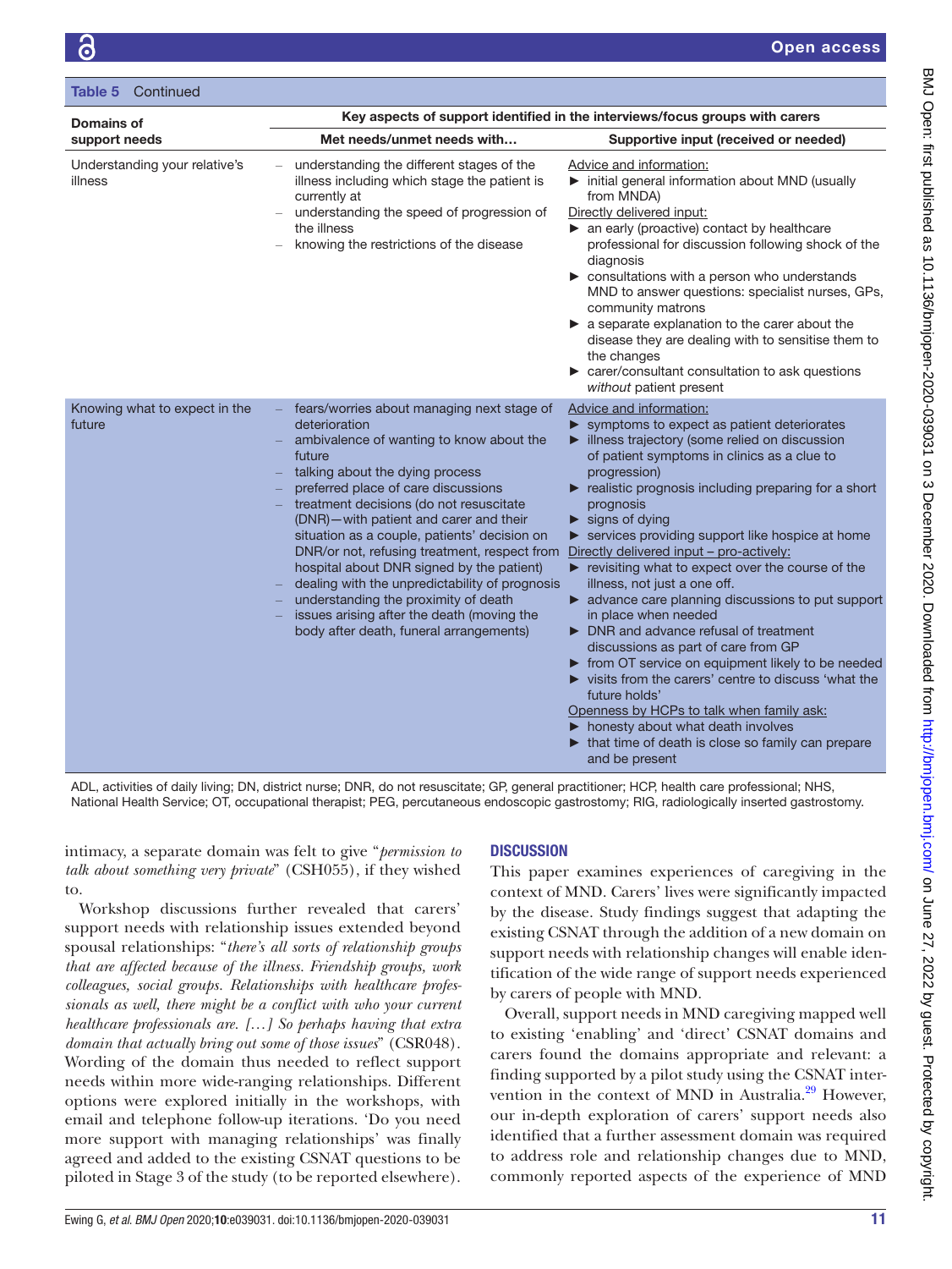Table 5 Continued

| Domains of support needs | Key aspects of support identified in the interviews/focus groups with carers | |
|---|---|---|
| | Met needs/unmet needs with… | Supportive input (received or needed) |
| Understanding your relative's illness | – understanding the different stages of the illness including which stage the patient is currently at<br>– understanding the speed of progression of the illness<br>– knowing the restrictions of the disease | Advice and information:<br>▶ initial general information about MND (usually from MNDA)<br>Directly delivered input:<br>▶ an early (proactive) contact by healthcare professional for discussion following shock of the diagnosis<br>▶ consultations with a person who understands MND to answer questions: specialist nurses, GPs, community matrons<br>▶ a separate explanation to the carer about the disease they are dealing with to sensitise them to the changes<br>▶ carer/consultant consultation to ask questions *without* patient present |
| Knowing what to expect in the future | – fears/worries about managing next stage of deterioration<br>– ambivalence of wanting to know about the future<br>– talking about the dying process<br>– preferred place of care discussions<br>– treatment decisions (do not resuscitate (DNR)—with patient and carer and their situation as a couple, patients' decision on DNR/or not, refusing treatment, respect from hospital about DNR signed by the patient)<br>– dealing with the unpredictability of prognosis<br>– understanding the proximity of death<br>– issues arising after the death (moving the body after death, funeral arrangements) | Advice and information:<br>▶ symptoms to expect as patient deteriorates<br>▶ illness trajectory (some relied on discussion of patient symptoms in clinics as a clue to progression)<br>▶ realistic prognosis including preparing for a short prognosis<br>▶ signs of dying<br>▶ services providing support like hospice at home<br>Directly delivered input – pro-actively:<br>▶ revisiting what to expect over the course of the illness, not just a one off.<br>▶ advance care planning discussions to put support in place when needed<br>▶ DNR and advance refusal of treatment discussions as part of care from GP<br>▶ from OT service on equipment likely to be needed<br>▶ visits from the carers' centre to discuss 'what the future holds'<br>Openness by HCPs to talk when family ask:<br>▶ honesty about what death involves<br>▶ that time of death is close so family can prepare and be present |

ADL, activities of daily living; DN, district nurse; DNR, do not resuscitate; GP, general practitioner; HCP, health care professional; NHS, National Health Service; OT, occupational therapist; PEG, percutaneous endoscopic gastrostomy; RIG, radiologically inserted gastrostomy.

intimacy, a separate domain was felt to give "*permission to talk about something very private*" (CSH055), if they wished to.

Workshop discussions further revealed that carers' support needs with relationship issues extended beyond spousal relationships: "*there's all sorts of relationship groups that are affected because of the illness. Friendship groups, work colleagues, social groups. Relationships with healthcare professionals as well, there might be a conflict with who your current healthcare professionals are. […] So perhaps having that extra domain that actually bring out some of those issues*" (CSR048). Wording of the domain thus needed to reflect support needs within more wide-ranging relationships. Different options were explored initially in the workshops, with email and telephone follow-up iterations. 'Do you need more support with managing relationships' was finally agreed and added to the existing CSNAT questions to be piloted in Stage 3 of the study (to be reported elsewhere).

## DISCUSSION

This paper examines experiences of caregiving in the context of MND. Carers' lives were significantly impacted by the disease. Study findings suggest that adapting the existing CSNAT through the addition of a new domain on support needs with relationship changes will enable identification of the wide range of support needs experienced by carers of people with MND.

Overall, support needs in MND caregiving mapped well to existing 'enabling' and 'direct' CSNAT domains and carers found the domains appropriate and relevant: a finding supported by a pilot study using the CSNAT intervention in the context of MND in Australia.[29] However, our in-depth exploration of carers' support needs also identified that a further assessment domain was required to address role and relationship changes due to MND, commonly reported aspects of the experience of MND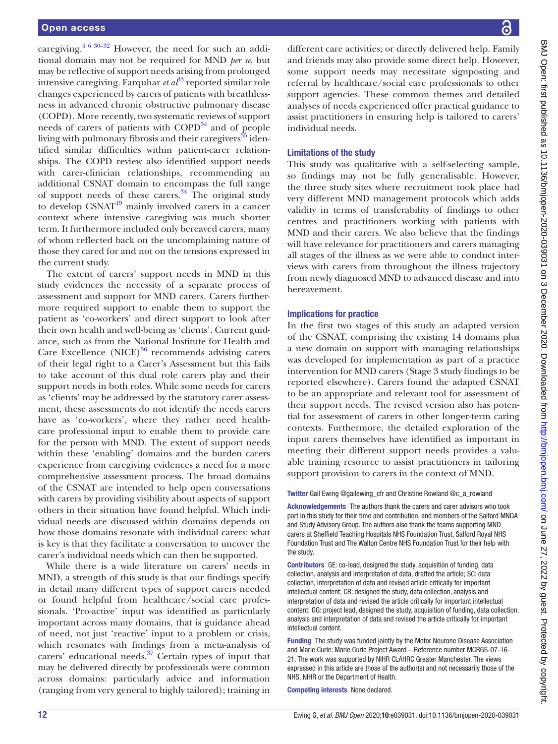caregiving.[4 6 30–32] However, the need for such an additional domain may not be required for MND *per se*, but may be reflective of support needs arising from prolonged intensive caregiving. Farquhar *et al*[33] reported similar role changes experienced by carers of patients with breathlessness in advanced chronic obstructive pulmonary disease (COPD). More recently, two systematic reviews of support needs of carers of patients with COPD[34] and of people living with pulmonary fibrosis and their caregivers[35] identified similar difficulties within patient-carer relationships. The COPD review also identified support needs with carer-clinician relationships, recommending an additional CSNAT domain to encompass the full range of support needs of these carers.[34] The original study to develop CSNAT[19] mainly involved carers in a cancer context where intensive caregiving was much shorter term. It furthermore included only bereaved carers, many of whom reflected back on the uncomplaining nature of those they cared for and not on the tensions expressed in the current study.

The extent of carers' support needs in MND in this study evidences the necessity of a separate process of assessment and support for MND carers. Carers furthermore required support to enable them to support the patient as 'co-workers' and direct support to look after their own health and well-being as 'clients'. Current guidance, such as from the National Institute for Health and Care Excellence (NICE)[36] recommends advising carers of their legal right to a Carer's Assessment but this fails to take account of this dual role carers play and their support needs in both roles. While some needs for carers as 'clients' may be addressed by the statutory carer assessment, these assessments do not identify the needs carers have as 'co-workers', where they rather need healthcare professional input to enable them to provide care for the person with MND. The extent of support needs within these 'enabling' domains and the burden carers experience from caregiving evidences a need for a more comprehensive assessment process. The broad domains of the CSNAT are intended to help open conversations with carers by providing visibility about aspects of support others in their situation have found helpful. Which individual needs are discussed within domains depends on how those domains resonate with individual carers: what is key is that they facilitate a conversation to uncover the carer's individual needs which can then be supported.

While there is a wide literature on carers' needs in MND, a strength of this study is that our findings specify in detail many different types of support carers needed or found helpful from healthcare/social care professionals. 'Pro-active' input was identified as particularly important across many domains, that is guidance ahead of need, not just 'reactive' input to a problem or crisis, which resonates with findings from a meta-analysis of carers' educational needs.[37] Certain types of input that may be delivered directly by professionals were common across domains: particularly advice and information (ranging from very general to highly tailored); training in different care activities; or directly delivered help. Family and friends may also provide some direct help. However, some support needs may necessitate signposting and referral by healthcare/social care professionals to other support agencies. These common themes and detailed analyses of needs experienced offer practical guidance to assist practitioners in ensuring help is tailored to carers' individual needs.

## Limitations of the study

This study was qualitative with a self-selecting sample, so findings may not be fully generalisable. However, the three study sites where recruitment took place had very different MND management protocols which adds validity in terms of transferability of findings to other centres and practitioners working with patients with MND and their carers. We also believe that the findings will have relevance for practitioners and carers managing all stages of the illness as we were able to conduct interviews with carers from throughout the illness trajectory from newly diagnosed MND to advanced disease and into bereavement.

## Implications for practice

In the first two stages of this study an adapted version of the CSNAT, comprising the existing 14 domains plus a new domain on support with managing relationships was developed for implementation as part of a practice intervention for MND carers (Stage 3 study findings to be reported elsewhere). Carers found the adapted CSNAT to be an appropriate and relevant tool for assessment of their support needs. The revised version also has potential for assessment of carers in other longer-term caring contexts. Furthermore, the detailed exploration of the input carers themselves have identified as important in meeting their different support needs provides a valuable training resource to assist practitioners in tailoring support provision to carers in the context of MND.

**Twitter** Gail Ewing @gailewing_cfr and Christine Rowland @c_a_rowland

**Acknowledgements** The authors thank the carers and carer advisors who took part in this study for their time and contribution, and members of the Salford MNDA and Study Advisory Group. The authors also thank the teams supporting MND carers at Sheffield Teaching Hospitals NHS Foundation Trust, Salford Royal NHS Foundation Trust and The Walton Centre NHS Foundation Trust for their help with the study.

**Contributors** GE: co-lead, designed the study, acquisition of funding, data collection, analysis and interpretation of data, drafted the article; SC: data collection, interpretation of data and revised article critically for important intellectual content; CR: designed the study, data collection, analysis and interpretation of data and revised the article critically for important intellectual content; GG: project lead, designed the study, acquisition of funding, data collection, analysis and interpretation of data and revised the article critically for important intellectual content.

**Funding** The study was funded jointly by the Motor Neurone Disease Association and Marie Curie: Marie Curie Project Award – Reference number MCRGS-07-16-21. The work was supported by NIHR CLAHRC Greater Manchester. The views expressed in this article are those of the author(s) and not necessarily those of the NHS, NIHR or the Department of Health.

**Competing interests** None declared.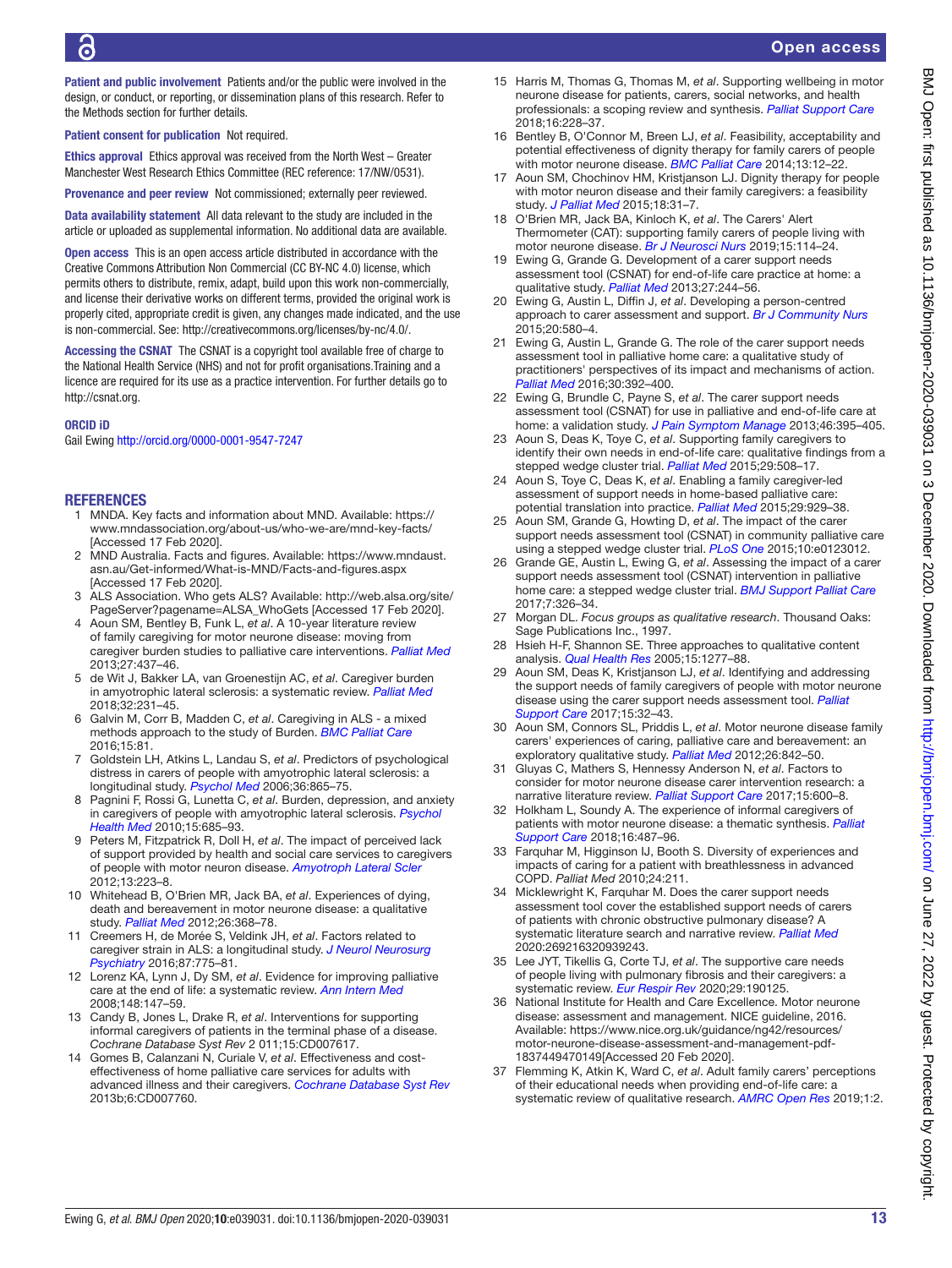**Patient and public involvement** Patients and/or the public were involved in the design, or conduct, or reporting, or dissemination plans of this research. Refer to the Methods section for further details.

**Patient consent for publication** Not required.

**Ethics approval** Ethics approval was received from the North West – Greater Manchester West Research Ethics Committee (REC reference: 17/NW/0531).

**Provenance and peer review** Not commissioned; externally peer reviewed.

**Data availability statement** All data relevant to the study are included in the article or uploaded as supplemental information. No additional data are available.

**Open access** This is an open access article distributed in accordance with the Creative Commons Attribution Non Commercial (CC BY-NC 4.0) license, which permits others to distribute, remix, adapt, build upon this work non-commercially, and license their derivative works on different terms, provided the original work is properly cited, appropriate credit is given, any changes made indicated, and the use is non-commercial. See: http://creativecommons.org/licenses/by-nc/4.0/.

**Accessing the CSNAT** The CSNAT is a copyright tool available free of charge to the National Health Service (NHS) and not for profit organisations.Training and a licence are required for its use as a practice intervention. For further details go to http://csnat.org.

**ORCID iD**

Gail Ewing http://orcid.org/0000-0001-9547-7247

## REFERENCES

1. MNDA. Key facts and information about MND. Available: https://www.mndassociation.org/about-us/who-we-are/mnd-key-facts/ [Accessed 17 Feb 2020].
2. MND Australia. Facts and figures. Available: https://www.mndaust.asn.au/Get-informed/What-is-MND/Facts-and-figures.aspx [Accessed 17 Feb 2020].
3. ALS Association. Who gets ALS? Available: http://web.alsa.org/site/PageServer?pagename=ALSA_WhoGets [Accessed 17 Feb 2020].
4. Aoun SM, Bentley B, Funk L, *et al*. A 10-year literature review of family caregiving for motor neurone disease: moving from caregiver burden studies to palliative care interventions. *Palliat Med* 2013;27:437–46.
5. de Wit J, Bakker LA, van Groenestijn AC, *et al*. Caregiver burden in amyotrophic lateral sclerosis: a systematic review. *Palliat Med* 2018;32:231–45.
6. Galvin M, Corr B, Madden C, *et al*. Caregiving in ALS - a mixed methods approach to the study of Burden. *BMC Palliat Care* 2016;15:81.
7. Goldstein LH, Atkins L, Landau S, *et al*. Predictors of psychological distress in carers of people with amyotrophic lateral sclerosis: a longitudinal study. *Psychol Med* 2006;36:865–75.
8. Pagnini F, Rossi G, Lunetta C, *et al*. Burden, depression, and anxiety in caregivers of people with amyotrophic lateral sclerosis. *Psychol Health Med* 2010;15:685–93.
9. Peters M, Fitzpatrick R, Doll H, *et al*. The impact of perceived lack of support provided by health and social care services to caregivers of people with motor neuron disease. *Amyotroph Lateral Scler* 2012;13:223–8.
10. Whitehead B, O'Brien MR, Jack BA, *et al*. Experiences of dying, death and bereavement in motor neurone disease: a qualitative study. *Palliat Med* 2012;26:368–78.
11. Creemers H, de Morée S, Veldink JH, *et al*. Factors related to caregiver strain in ALS: a longitudinal study. *J Neurol Neurosurg Psychiatry* 2016;87:775–81.
12. Lorenz KA, Lynn J, Dy SM, *et al*. Evidence for improving palliative care at the end of life: a systematic review. *Ann Intern Med* 2008;148:147–59.
13. Candy B, Jones L, Drake R, *et al*. Interventions for supporting informal caregivers of patients in the terminal phase of a disease. *Cochrane Database Syst Rev* 2 011;15:CD007617.
14. Gomes B, Calanzani N, Curiale V, *et al*. Effectiveness and cost-effectiveness of home palliative care services for adults with advanced illness and their caregivers. *Cochrane Database Syst Rev* 2013b;6:CD007760.
15. Harris M, Thomas G, Thomas M, *et al*. Supporting wellbeing in motor neurone disease for patients, carers, social networks, and health professionals: a scoping review and synthesis. *Palliat Support Care* 2018;16:228–37.
16. Bentley B, O'Connor M, Breen LJ, *et al*. Feasibility, acceptability and potential effectiveness of dignity therapy for family carers of people with motor neurone disease. *BMC Palliat Care* 2014;13:12–22.
17. Aoun SM, Chochinov HM, Kristjanson LJ. Dignity therapy for people with motor neuron disease and their family caregivers: a feasibility study. *J Palliat Med* 2015;18:31–7.
18. O'Brien MR, Jack BA, Kinloch K, *et al*. The Carers' Alert Thermometer (CAT): supporting family carers of people living with motor neurone disease. *Br J Neurosci Nurs* 2019;15:114–24.
19. Ewing G, Grande G. Development of a carer support needs assessment tool (CSNAT) for end-of-life care practice at home: a qualitative study. *Palliat Med* 2013;27:244–56.
20. Ewing G, Austin L, Diffin J, *et al*. Developing a person-centred approach to carer assessment and support. *Br J Community Nurs* 2015;20:580–4.
21. Ewing G, Austin L, Grande G. The role of the carer support needs assessment tool in palliative home care: a qualitative study of practitioners' perspectives of its impact and mechanisms of action. *Palliat Med* 2016;30:392–400.
22. Ewing G, Brundle C, Payne S, *et al*. The carer support needs assessment tool (CSNAT) for use in palliative and end-of-life care at home: a validation study. *J Pain Symptom Manage* 2013;46:395–405.
23. Aoun S, Deas K, Toye C, *et al*. Supporting family caregivers to identify their own needs in end-of-life care: qualitative findings from a stepped wedge cluster trial. *Palliat Med* 2015;29:508–17.
24. Aoun S, Toye C, Deas K, *et al*. Enabling a family caregiver-led assessment of support needs in home-based palliative care: potential translation into practice. *Palliat Med* 2015;29:929–38.
25. Aoun SM, Grande G, Howting D, *et al*. The impact of the carer support needs assessment tool (CSNAT) in community palliative care using a stepped wedge cluster trial. *PLoS One* 2015;10:e0123012.
26. Grande GE, Austin L, Ewing G, *et al*. Assessing the impact of a carer support needs assessment tool (CSNAT) intervention in palliative home care: a stepped wedge cluster trial. *BMJ Support Palliat Care* 2017;7:326–34.
27. Morgan DL. *Focus groups as qualitative research*. Thousand Oaks: Sage Publications Inc., 1997.
28. Hsieh H-F, Shannon SE. Three approaches to qualitative content analysis. *Qual Health Res* 2005;15:1277–88.
29. Aoun SM, Deas K, Kristjanson LJ, *et al*. Identifying and addressing the support needs of family caregivers of people with motor neurone disease using the carer support needs assessment tool. *Palliat Support Care* 2017;15:32–43.
30. Aoun SM, Connors SL, Priddis L, *et al*. Motor neurone disease family carers' experiences of caring, palliative care and bereavement: an exploratory qualitative study. *Palliat Med* 2012;26:842–50.
31. Gluyas C, Mathers S, Hennessy Anderson N, *et al*. Factors to consider for motor neurone disease carer intervention research: a narrative literature review. *Palliat Support Care* 2017;15:600–8.
32. Holkham L, Soundy A. The experience of informal caregivers of patients with motor neurone disease: a thematic synthesis. *Palliat Support Care* 2018;16:487–96.
33. Farquhar M, Higginson IJ, Booth S. Diversity of experiences and impacts of caring for a patient with breathlessness in advanced COPD. *Palliat Med* 2010;24:211.
34. Micklewright K, Farquhar M. Does the carer support needs assessment tool cover the established support needs of carers of patients with chronic obstructive pulmonary disease? A systematic literature search and narrative review. *Palliat Med* 2020:269216320939243.
35. Lee JYT, Tikellis G, Corte TJ, *et al*. The supportive care needs of people living with pulmonary fibrosis and their caregivers: a systematic review. *Eur Respir Rev* 2020;29:190125.
36. National Institute for Health and Care Excellence. Motor neurone disease: assessment and management. NICE guideline, 2016. Available: https://www.nice.org.uk/guidance/ng42/resources/motor-neurone-disease-assessment-and-management-pdf-1837449470149[Accessed 20 Feb 2020].
37. Flemming K, Atkin K, Ward C, *et al*. Adult family carers' perceptions of their educational needs when providing end-of-life care: a systematic review of qualitative research. *AMRC Open Res* 2019;1:2.